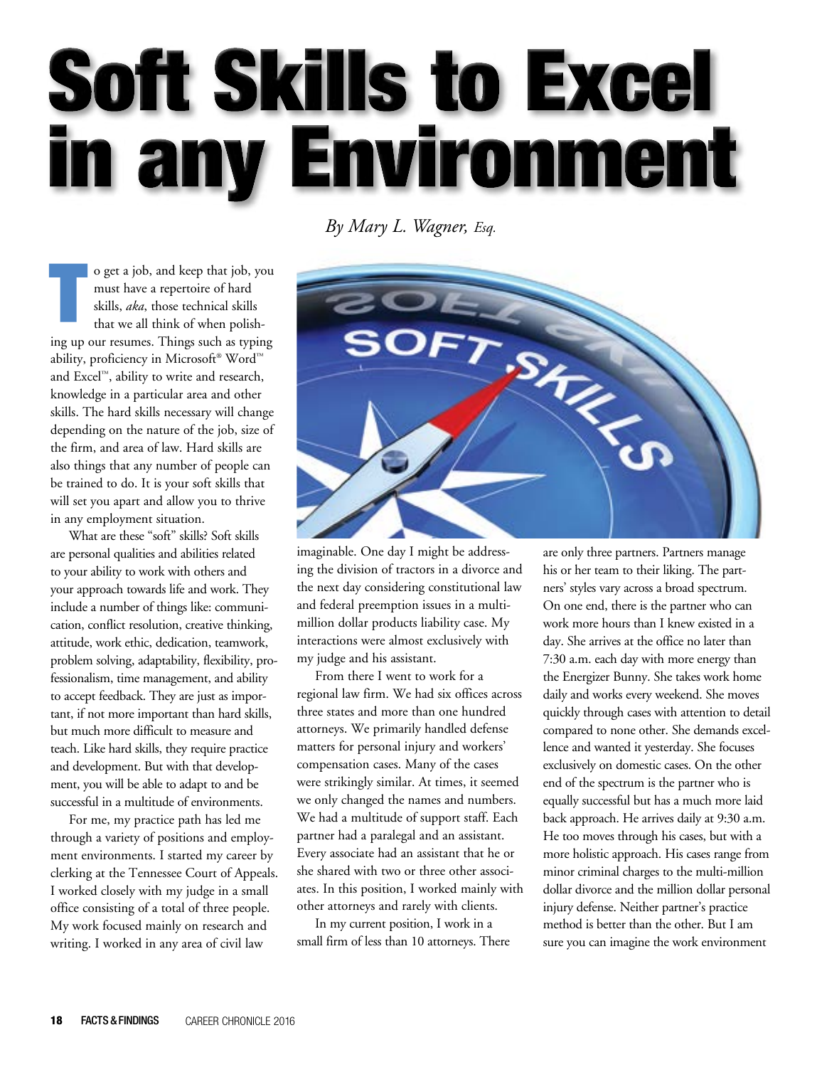# Soft Skills to Excel in any Environment

*By Mary L. Wagner, Esq.*

To get a job, and keep that job, you must have a repertoire of hard skills, *aka*, those technical skills that we all think of when polishing up our resumes. Things such as typing ability, proficiency in Microsoft® Word™ and Excel™, ability to write and research, knowledge in a particular area and other skills. The hard skills necessary will change depending on the nature of the job, size of the firm, and area of law. Hard skills are also things that any number of people can be trained to do. It is your soft skills that will set you apart and allow you to thrive in any employment situation.

What are these "soft" skills? Soft skills are personal qualities and abilities related to your ability to work with others and your approach towards life and work. They include a number of things like: communication, conflict resolution, creative thinking, attitude, work ethic, dedication, teamwork, problem solving, adaptability, flexibility, professionalism, time management, and ability to accept feedback. They are just as important, if not more important than hard skills, but much more difficult to measure and teach. Like hard skills, they require practice and development. But with that development, you will be able to adapt to and be successful in a multitude of environments.

For me, my practice path has led me through a variety of positions and employment environments. I started my career by clerking at the Tennessee Court of Appeals. I worked closely with my judge in a small office consisting of a total of three people. My work focused mainly on research and writing. I worked in any area of civil law imaginable. One day I might be addressing the division of tractors in a divorce and the next day considering constitutional law and federal preemption issues in a multi-million dollar products liability case. My interactions were almost exclusively with my judge and his assistant.

From there I went to work for a regional law firm. We had six offices across three states and more than one hundred attorneys. We primarily handled defense matters for personal injury and workers' compensation cases. Many of the cases were strikingly similar. At times, it seemed we only changed the names and numbers. We had a multitude of support staff. Each partner had a paralegal and an assistant. Every associate had an assistant that he or she shared with two or three other associates. In this position, I worked mainly with other attorneys and rarely with clients.

In my current position, I work in a small firm of less than 10 attorneys. There are only three partners. Partners manage his or her team to their liking. The partners' styles vary across a broad spectrum. On one end, there is the partner who can work more hours than I knew existed in a day. She arrives at the office no later than 7:30 a.m. each day with more energy than the Energizer Bunny. She takes work home daily and works every weekend. She moves quickly through cases with attention to detail compared to none other. She demands excellence and wanted it yesterday. She focuses exclusively on domestic cases. On the other end of the spectrum is the partner who is equally successful but has a much more laid back approach. He arrives daily at 9:30 a.m. He too moves through his cases, but with a more holistic approach. His cases range from minor criminal charges to the multi-million dollar divorce and the million dollar personal injury defense. Neither partner's practice method is better than the other. But I am sure you can imagine the work environment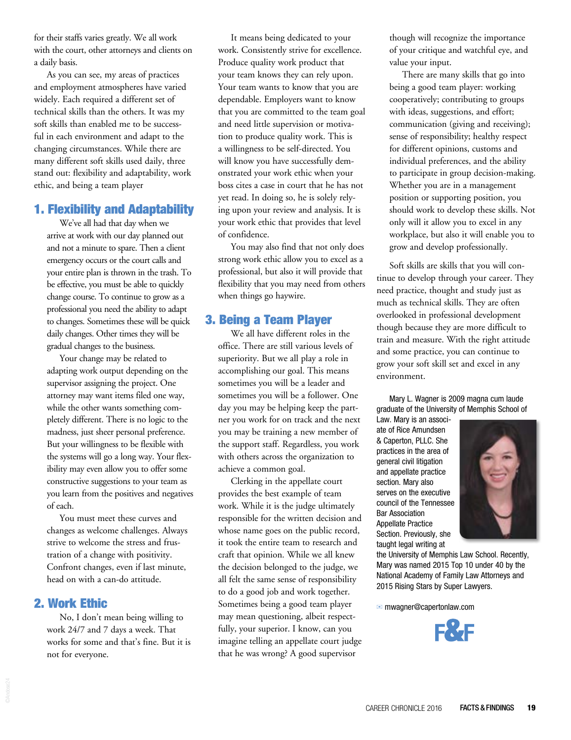for their staffs varies greatly. We all work with the court, other attorneys and clients on a daily basis.

As you can see, my areas of practices and employment atmospheres have varied widely. Each required a different set of technical skills than the others. It was my soft skills than enabled me to be successful in each environment and adapt to the changing circumstances. While there are many different soft skills used daily, three stand out: flexibility and adaptability, work ethic, and being a team player

## 1. Flexibility and Adaptability

We've all had that day when we arrive at work with our day planned out and not a minute to spare. Then a client emergency occurs or the court calls and your entire plan is thrown in the trash. To be effective, you must be able to quickly change course. To continue to grow as a professional you need the ability to adapt to changes. Sometimes these will be quick daily changes. Other times they will be gradual changes to the business.

Your change may be related to adapting work output depending on the supervisor assigning the project. One attorney may want items filed one way, while the other wants something completely different. There is no logic to the madness, just sheer personal preference. But your willingness to be flexible with the systems will go a long way. Your flexibility may even allow you to offer some constructive suggestions to your team as you learn from the positives and negatives of each.

You must meet these curves and changes as welcome challenges. Always strive to welcome the stress and frustration of a change with positivity. Confront changes, even if last minute, head on with a can-do attitude.

## 2. Work Ethic

No, I don't mean being willing to work 24/7 and 7 days a week. That works for some and that's fine. But it is not for everyone.

It means being dedicated to your work. Consistently strive for excellence. Produce quality work product that your team knows they can rely upon. Your team wants to know that you are dependable. Employers want to know that you are committed to the team goal and need little supervision or motivation to produce quality work. This is a willingness to be self-directed. You will know you have successfully demonstrated your work ethic when your boss cites a case in court that he has not yet read. In doing so, he is solely relying upon your review and analysis. It is your work ethic that provides that level of confidence.

You may also find that not only does strong work ethic allow you to excel as a professional, but also it will provide that flexibility that you may need from others when things go haywire.

## 3. Being a Team Player

We all have different roles in the office. There are still various levels of superiority. But we all play a role in accomplishing our goal. This means sometimes you will be a leader and sometimes you will be a follower. One day you may be helping keep the partner you work for on track and the next you may be training a new member of the support staff. Regardless, you work with others across the organization to achieve a common goal.

Clerking in the appellate court provides the best example of team work. While it is the judge ultimately responsible for the written decision and whose name goes on the public record, it took the entire team to research and craft that opinion. While we all knew the decision belonged to the judge, we all felt the same sense of responsibility to do a good job and work together. Sometimes being a good team player may mean questioning, albeit respectfully, your superior. I know, can you imagine telling an appellate court judge that he was wrong? A good supervisor though will recognize the importance of your critique and watchful eye, and value your input.

There are many skills that go into being a good team player: working cooperatively; contributing to groups with ideas, suggestions, and effort; communication (giving and receiving); sense of responsibility; healthy respect for different opinions, customs and individual preferences, and the ability to participate in group decision-making. Whether you are in a management position or supporting position, you should work to develop these skills. Not only will it allow you to excel in any workplace, but also it will enable you to grow and develop professionally.

Soft skills are skills that you will continue to develop through your career. They need practice, thought and study just as much as technical skills. They are often overlooked in professional development though because they are more difficult to train and measure. With the right attitude and some practice, you can continue to grow your soft skill set and excel in any environment.

Mary L. Wagner is 2009 magna cum laude graduate of the University of Memphis School of Law. Mary is an associate of Rice Amundsen & Caperton, PLLC. She practices in the area of general civil litigation and appellate practice section. Mary also serves on the executive council of the Tennessee Bar Association Appellate Practice Section. Previously, she taught legal writing at the University of Memphis Law School. Recently, Mary was named 2015 Top 10 under 40 by the National Academy of Family Law Attorneys and 2015 Rising Stars by Super Lawyers.

mwagner@capertonlaw.com